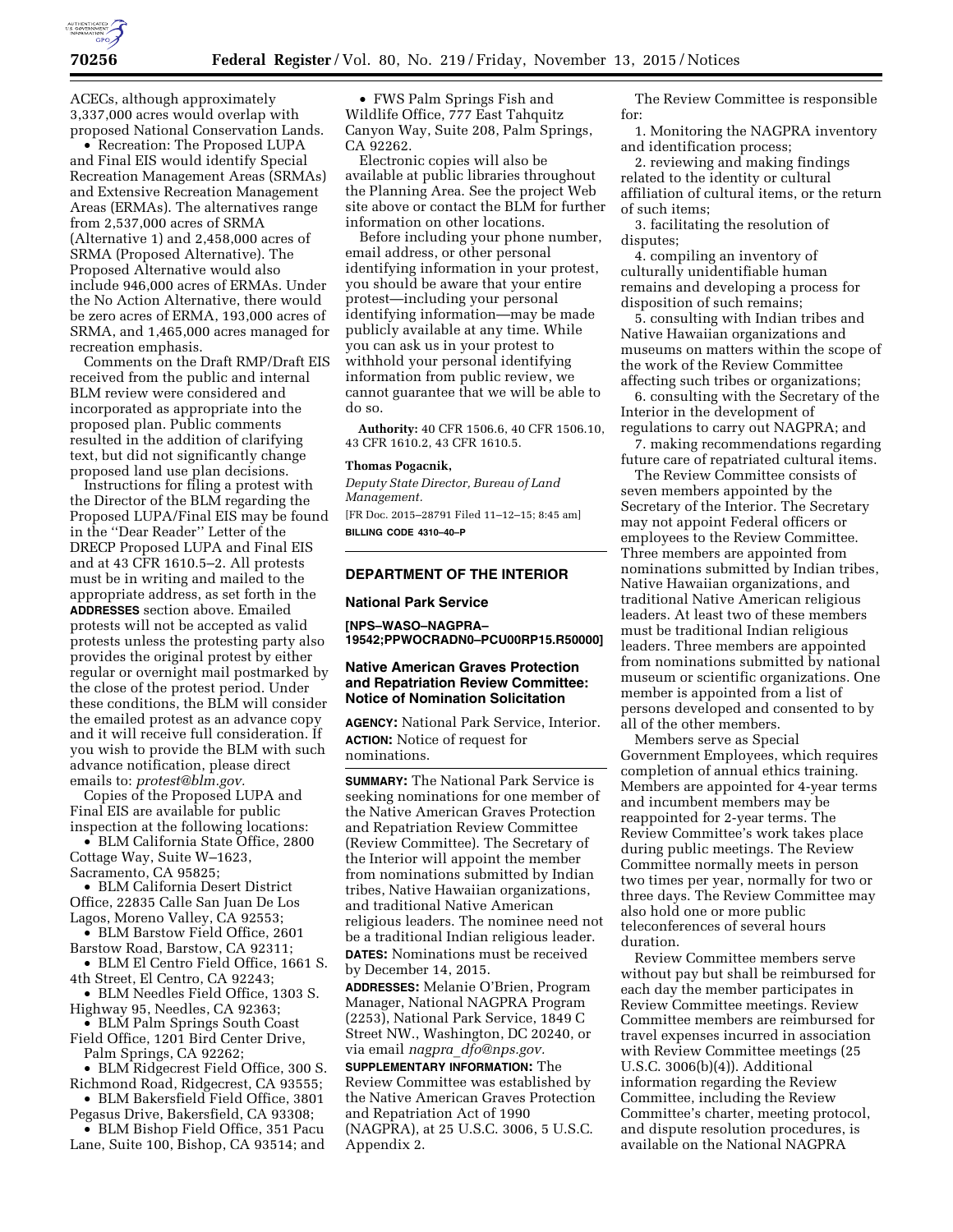ACECs, although approximately 3,337,000 acres would overlap with proposed National Conservation Lands.

- Recreation: The Proposed LUPA and Final EIS would identify Special Recreation Management Areas (SRMAs) and Extensive Recreation Management Areas (ERMAs). The alternatives range from 2,537,000 acres of SRMA (Alternative 1) and 2,458,000 acres of SRMA (Proposed Alternative). The Proposed Alternative would also include 946,000 acres of ERMAs. Under the No Action Alternative, there would be zero acres of ERMA, 193,000 acres of SRMA, and 1,465,000 acres managed for recreation emphasis.

Comments on the Draft RMP/Draft EIS received from the public and internal BLM review were considered and incorporated as appropriate into the proposed plan. Public comments resulted in the addition of clarifying text, but did not significantly change proposed land use plan decisions.

Instructions for filing a protest with the Director of the BLM regarding the Proposed LUPA/Final EIS may be found in the "Dear Reader" Letter of the DRECP Proposed LUPA and Final EIS and at 43 CFR 1610.5–2. All protests must be in writing and mailed to the appropriate address, as set forth in the **ADDRESSES** section above. Emailed protests will not be accepted as valid protests unless the protesting party also provides the original protest by either regular or overnight mail postmarked by the close of the protest period. Under these conditions, the BLM will consider the emailed protest as an advance copy and it will receive full consideration. If you wish to provide the BLM with such advance notification, please direct emails to: *protest@blm.gov.*

Copies of the Proposed LUPA and Final EIS are available for public inspection at the following locations:

- BLM California State Office, 2800 Cottage Way, Suite W–1623, Sacramento, CA 95825;
- BLM California Desert District Office, 22835 Calle San Juan De Los Lagos, Moreno Valley, CA 92553;
- BLM Barstow Field Office, 2601 Barstow Road, Barstow, CA 92311;
- BLM El Centro Field Office, 1661 S. 4th Street, El Centro, CA 92243;
- BLM Needles Field Office, 1303 S. Highway 95, Needles, CA 92363;
- BLM Palm Springs South Coast Field Office, 1201 Bird Center Drive, Palm Springs, CA 92262;
- BLM Ridgecrest Field Office, 300 S. Richmond Road, Ridgecrest, CA 93555;
- BLM Bakersfield Field Office, 3801 Pegasus Drive, Bakersfield, CA 93308;
- BLM Bishop Field Office, 351 Pacu Lane, Suite 100, Bishop, CA 93514; and
- FWS Palm Springs Fish and Wildlife Office, 777 East Tahquitz Canyon Way, Suite 208, Palm Springs, CA 92262.

Electronic copies will also be available at public libraries throughout the Planning Area. See the project Web site above or contact the BLM for further information on other locations.

Before including your phone number, email address, or other personal identifying information in your protest, you should be aware that your entire protest—including your personal identifying information—may be made publicly available at any time. While you can ask us in your protest to withhold your personal identifying information from public review, we cannot guarantee that we will be able to do so.

**Authority:** 40 CFR 1506.6, 40 CFR 1506.10, 43 CFR 1610.2, 43 CFR 1610.5.

**Thomas Pogacnik,**

*Deputy State Director, Bureau of Land Management.*

[FR Doc. 2015–28791 Filed 11–12–15; 8:45 am]

**BILLING CODE 4310–40–P**

## DEPARTMENT OF THE INTERIOR

### National Park Service

**[NPS–WASO–NAGPRA–19542;PPWOCRADN0–PCU00RP15.R50000]**

### Native American Graves Protection and Repatriation Review Committee: Notice of Nomination Solicitation

**AGENCY:** National Park Service, Interior.

**ACTION:** Notice of request for nominations.

**SUMMARY:** The National Park Service is seeking nominations for one member of the Native American Graves Protection and Repatriation Review Committee (Review Committee). The Secretary of the Interior will appoint the member from nominations submitted by Indian tribes, Native Hawaiian organizations, and traditional Native American religious leaders. The nominee need not be a traditional Indian religious leader.

**DATES:** Nominations must be received by December 14, 2015.

**ADDRESSES:** Melanie O'Brien, Program Manager, National NAGPRA Program (2253), National Park Service, 1849 C Street NW., Washington, DC 20240, or via email *nagpra_dfo@nps.gov.*

**SUPPLEMENTARY INFORMATION:** The Review Committee was established by the Native American Graves Protection and Repatriation Act of 1990 (NAGPRA), at 25 U.S.C. 3006, 5 U.S.C. Appendix 2.

The Review Committee is responsible for:

1. Monitoring the NAGPRA inventory and identification process;
2. reviewing and making findings related to the identity or cultural affiliation of cultural items, or the return of such items;
3. facilitating the resolution of disputes;
4. compiling an inventory of culturally unidentifiable human remains and developing a process for disposition of such remains;
5. consulting with Indian tribes and Native Hawaiian organizations and museums on matters within the scope of the work of the Review Committee affecting such tribes or organizations;
6. consulting with the Secretary of the Interior in the development of regulations to carry out NAGPRA; and
7. making recommendations regarding future care of repatriated cultural items.

The Review Committee consists of seven members appointed by the Secretary of the Interior. The Secretary may not appoint Federal officers or employees to the Review Committee. Three members are appointed from nominations submitted by Indian tribes, Native Hawaiian organizations, and traditional Native American religious leaders. At least two of these members must be traditional Indian religious leaders. Three members are appointed from nominations submitted by national museum or scientific organizations. One member is appointed from a list of persons developed and consented to by all of the other members.

Members serve as Special Government Employees, which requires completion of annual ethics training. Members are appointed for 4-year terms and incumbent members may be reappointed for 2-year terms. The Review Committee's work takes place during public meetings. The Review Committee normally meets in person two times per year, normally for two or three days. The Review Committee may also hold one or more public teleconferences of several hours duration.

Review Committee members serve without pay but shall be reimbursed for each day the member participates in Review Committee meetings. Review Committee members are reimbursed for travel expenses incurred in association with Review Committee meetings (25 U.S.C. 3006(b)(4)). Additional information regarding the Review Committee, including the Review Committee's charter, meeting protocol, and dispute resolution procedures, is available on the National NAGPRA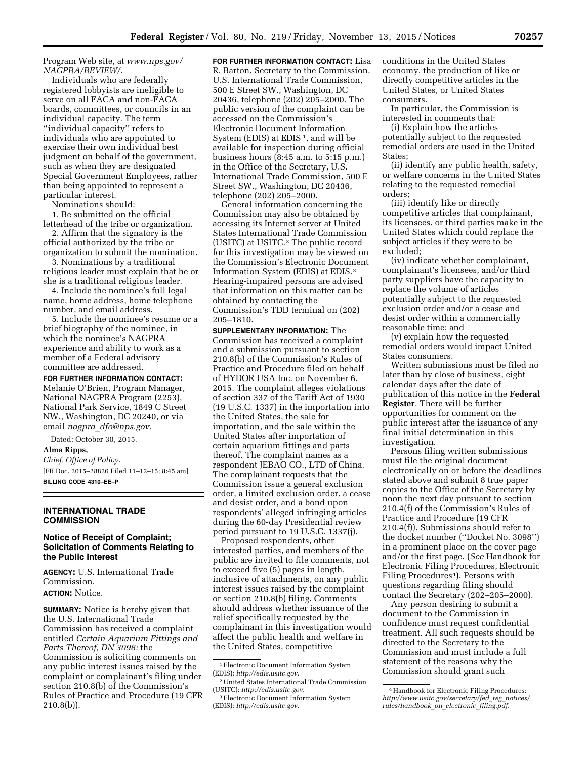Program Web site, at *www.nps.gov/NAGPRA/REVIEW/.*

Individuals who are federally registered lobbyists are ineligible to serve on all FACA and non-FACA boards, committees, or councils in an individual capacity. The term ''individual capacity'' refers to individuals who are appointed to exercise their own individual best judgment on behalf of the government, such as when they are designated Special Government Employees, rather than being appointed to represent a particular interest.

Nominations should:

1. Be submitted on the official letterhead of the tribe or organization.
2. Affirm that the signatory is the official authorized by the tribe or organization to submit the nomination.
3. Nominations by a traditional religious leader must explain that he or she is a traditional religious leader.
4. Include the nominee's full legal name, home address, home telephone number, and email address.
5. Include the nominee's resume or a brief biography of the nominee, in which the nominee's NAGPRA experience and ability to work as a member of a Federal advisory committee are addressed.

**FOR FURTHER INFORMATION CONTACT:** Melanie O'Brien, Program Manager, National NAGPRA Program (2253), National Park Service, 1849 C Street NW., Washington, DC 20240, or via email *nagpra_dfo@nps.gov.*

Dated: October 30, 2015.

**Alma Ripps,**

*Chief, Office of Policy.*

[FR Doc. 2015–28826 Filed 11–12–15; 8:45 am]

**BILLING CODE 4310–EE–P**

## INTERNATIONAL TRADE COMMISSION

### Notice of Receipt of Complaint; Solicitation of Comments Relating to the Public Interest

**AGENCY:** U.S. International Trade Commission.

**ACTION:** Notice.

**SUMMARY:** Notice is hereby given that the U.S. International Trade Commission has received a complaint entitled *Certain Aquarium Fittings and Parts Thereof, DN 3098;* the Commission is soliciting comments on any public interest issues raised by the complaint or complainant's filing under section 210.8(b) of the Commission's Rules of Practice and Procedure (19 CFR 210.8(b)).

**FOR FURTHER INFORMATION CONTACT:** Lisa R. Barton, Secretary to the Commission, U.S. International Trade Commission, 500 E Street SW., Washington, DC 20436, telephone (202) 205–2000. The public version of the complaint can be accessed on the Commission's Electronic Document Information System (EDIS) at EDIS [1], and will be available for inspection during official business hours (8:45 a.m. to 5:15 p.m.) in the Office of the Secretary, U.S. International Trade Commission, 500 E Street SW., Washington, DC 20436, telephone (202) 205–2000.

General information concerning the Commission may also be obtained by accessing its Internet server at United States International Trade Commission (USITC) at USITC.[2] The public record for this investigation may be viewed on the Commission's Electronic Document Information System (EDIS) at EDIS.[3] Hearing-impaired persons are advised that information on this matter can be obtained by contacting the Commission's TDD terminal on (202) 205–1810.

**SUPPLEMENTARY INFORMATION:** The Commission has received a complaint and a submission pursuant to section 210.8(b) of the Commission's Rules of Practice and Procedure filed on behalf of HYDOR USA Inc. on November 6, 2015. The complaint alleges violations of section 337 of the Tariff Act of 1930 (19 U.S.C. 1337) in the importation into the United States, the sale for importation, and the sale within the United States after importation of certain aquarium fittings and parts thereof. The complaint names as a respondent JEBAO CO., LTD of China. The complainant requests that the Commission issue a general exclusion order, a limited exclusion order, a cease and desist order, and a bond upon respondents' alleged infringing articles during the 60-day Presidential review period pursuant to 19 U.S.C. 1337(j).

Proposed respondents, other interested parties, and members of the public are invited to file comments, not to exceed five (5) pages in length, inclusive of attachments, on any public interest issues raised by the complaint or section 210.8(b) filing. Comments should address whether issuance of the relief specifically requested by the complainant in this investigation would affect the public health and welfare in the United States, competitive conditions in the United States economy, the production of like or directly competitive articles in the United States, or United States consumers.

In particular, the Commission is interested in comments that:

(i) Explain how the articles potentially subject to the requested remedial orders are used in the United States;

(ii) identify any public health, safety, or welfare concerns in the United States relating to the requested remedial orders;

(iii) identify like or directly competitive articles that complainant, its licensees, or third parties make in the United States which could replace the subject articles if they were to be excluded;

(iv) indicate whether complainant, complainant's licensees, and/or third party suppliers have the capacity to replace the volume of articles potentially subject to the requested exclusion order and/or a cease and desist order within a commercially reasonable time; and

(v) explain how the requested remedial orders would impact United States consumers.

Written submissions must be filed no later than by close of business, eight calendar days after the date of publication of this notice in the **Federal Register**. There will be further opportunities for comment on the public interest after the issuance of any final initial determination in this investigation.

Persons filing written submissions must file the original document electronically on or before the deadlines stated above and submit 8 true paper copies to the Office of the Secretary by noon the next day pursuant to section 210.4(f) of the Commission's Rules of Practice and Procedure (19 CFR 210.4(f)). Submissions should refer to the docket number (''Docket No. 3098'') in a prominent place on the cover page and/or the first page. (*See* Handbook for Electronic Filing Procedures, Electronic Filing Procedures[4]). Persons with questions regarding filing should contact the Secretary (202–205–2000).

Any person desiring to submit a document to the Commission in confidence must request confidential treatment. All such requests should be directed to the Secretary to the Commission and must include a full statement of the reasons why the Commission should grant such

[1] Electronic Document Information System (EDIS): *http://edis.usitc.gov.*

[2] United States International Trade Commission (USITC): *http://edis.usitc.gov.*

[3] Electronic Document Information System (EDIS): *http://edis.usitc.gov.*

[4] Handbook for Electronic Filing Procedures: *http://www.usitc.gov/secretary/fed_reg_notices/rules/handbook_on_electronic_filing.pdf.*